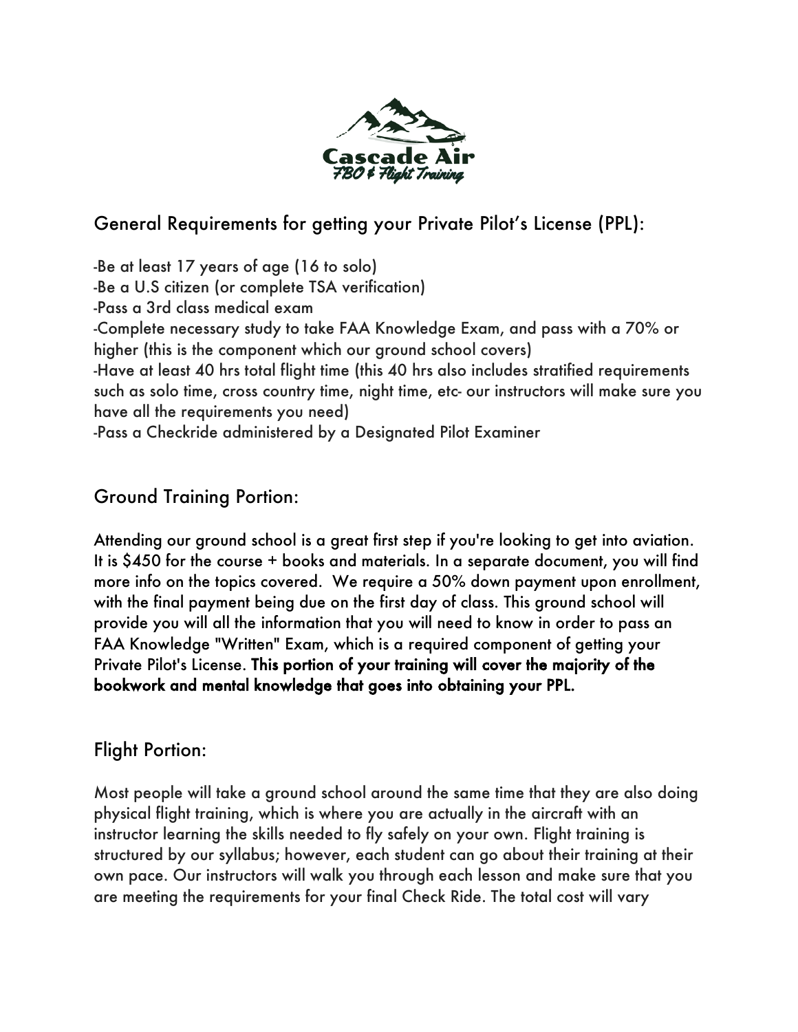## General Requirements for getting your Private Pilot's License (PPL):

-Be at least 17 years of age (16 to solo)
-Be a U.S citizen (or complete TSA verification)
-Pass a 3rd class medical exam
-Complete necessary study to take FAA Knowledge Exam, and pass with a 70% or higher (this is the component which our ground school covers)
-Have at least 40 hrs total flight time (this 40 hrs also includes stratified requirements such as solo time, cross country time, night time, etc- our instructors will make sure you have all the requirements you need)
-Pass a Checkride administered by a Designated Pilot Examiner

## Ground Training Portion:

Attending our ground school is a great first step if you're looking to get into aviation. It is $450 for the course + books and materials. In a separate document, you will find more info on the topics covered. We require a 50% down payment upon enrollment, with the final payment being due on the first day of class. This ground school will provide you will all the information that you will need to know in order to pass an FAA Knowledge "Written" Exam, which is a required component of getting your Private Pilot's License. **This portion of your training will cover the majority of the bookwork and mental knowledge that goes into obtaining your PPL.**

## Flight Portion:

Most people will take a ground school around the same time that they are also doing physical flight training, which is where you are actually in the aircraft with an instructor learning the skills needed to fly safely on your own. Flight training is structured by our syllabus; however, each student can go about their training at their own pace. Our instructors will walk you through each lesson and make sure that you are meeting the requirements for your final Check Ride. The total cost will vary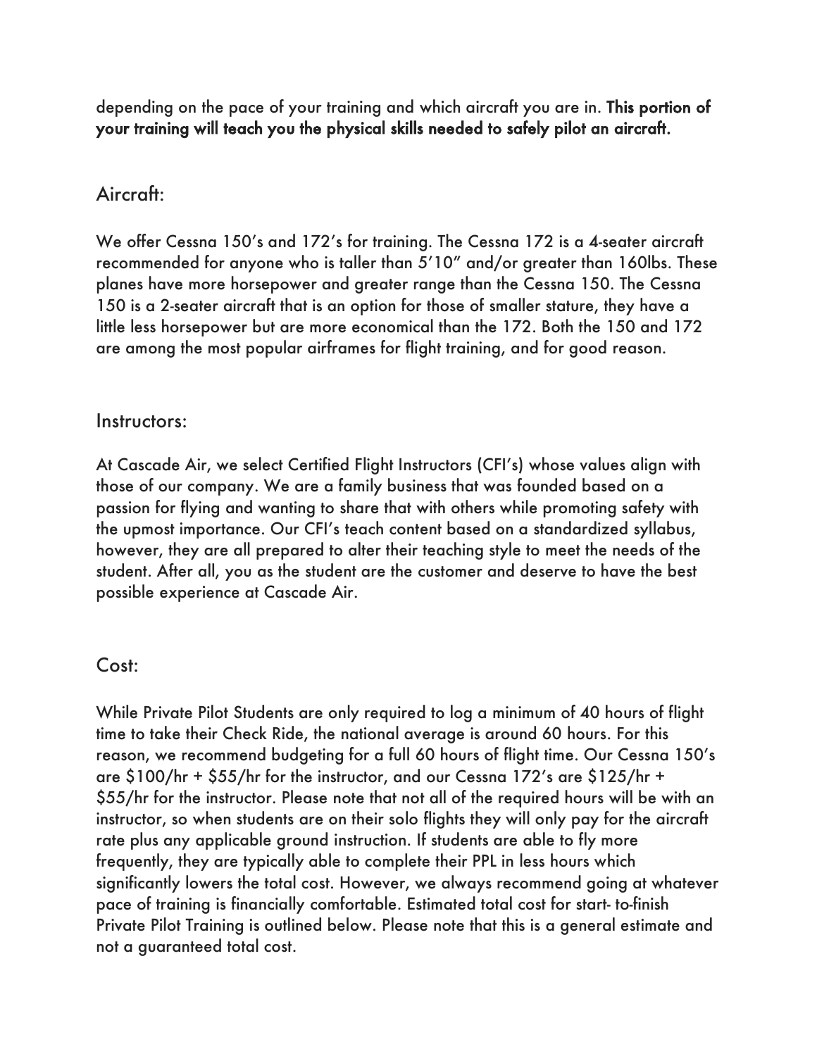depending on the pace of your training and which aircraft you are in. **This portion of your training will teach you the physical skills needed to safely pilot an aircraft.**

## Aircraft:

We offer Cessna 150's and 172's for training. The Cessna 172 is a 4-seater aircraft recommended for anyone who is taller than 5'10" and/or greater than 160lbs. These planes have more horsepower and greater range than the Cessna 150. The Cessna 150 is a 2-seater aircraft that is an option for those of smaller stature, they have a little less horsepower but are more economical than the 172. Both the 150 and 172 are among the most popular airframes for flight training, and for good reason.

## Instructors:

At Cascade Air, we select Certified Flight Instructors (CFI's) whose values align with those of our company. We are a family business that was founded based on a passion for flying and wanting to share that with others while promoting safety with the upmost importance. Our CFI's teach content based on a standardized syllabus, however, they are all prepared to alter their teaching style to meet the needs of the student. After all, you as the student are the customer and deserve to have the best possible experience at Cascade Air.

## Cost:

While Private Pilot Students are only required to log a minimum of 40 hours of flight time to take their Check Ride, the national average is around 60 hours. For this reason, we recommend budgeting for a full 60 hours of flight time. Our Cessna 150's are $100/hr + $55/hr for the instructor, and our Cessna 172's are $125/hr + $55/hr for the instructor. Please note that not all of the required hours will be with an instructor, so when students are on their solo flights they will only pay for the aircraft rate plus any applicable ground instruction. If students are able to fly more frequently, they are typically able to complete their PPL in less hours which significantly lowers the total cost. However, we always recommend going at whatever pace of training is financially comfortable. Estimated total cost for start- to-finish Private Pilot Training is outlined below. Please note that this is a general estimate and not a guaranteed total cost.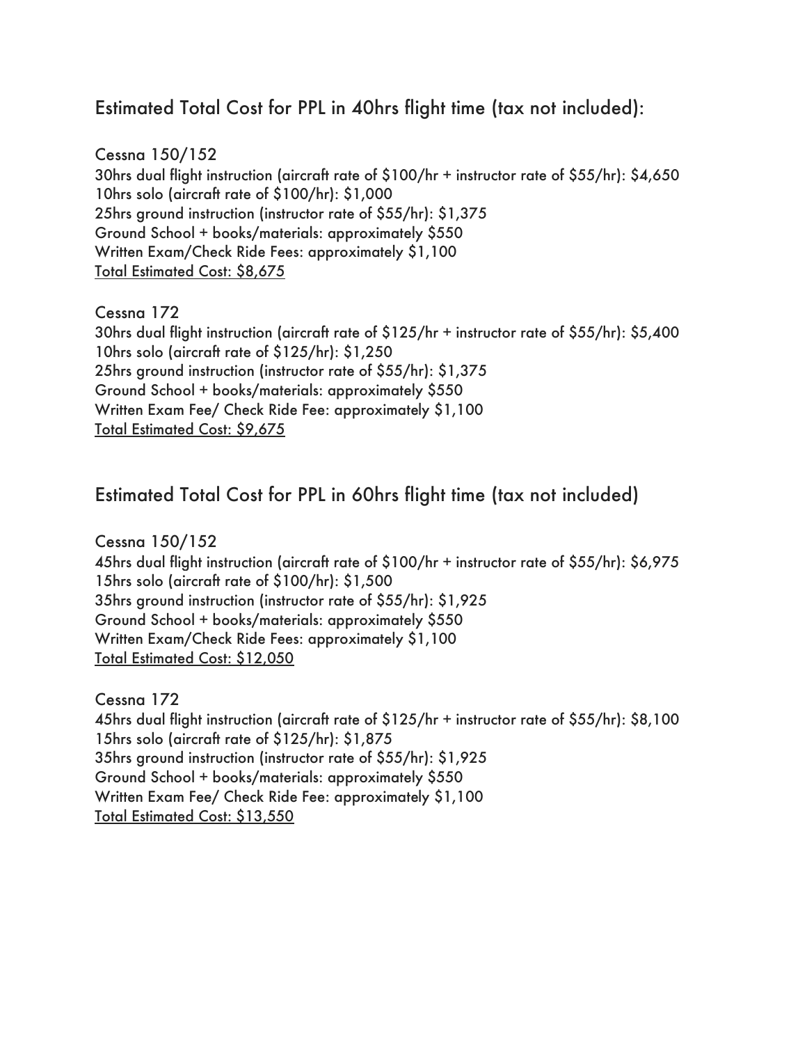## Estimated Total Cost for PPL in 40hrs flight time (tax not included):

Cessna 150/152
30hrs dual flight instruction (aircraft rate of $100/hr + instructor rate of $55/hr): $4,650
10hrs solo (aircraft rate of $100/hr): $1,000
25hrs ground instruction (instructor rate of $55/hr): $1,375
Ground School + books/materials: approximately $550
Written Exam/Check Ride Fees: approximately $1,100
<u>Total Estimated Cost: $8,675</u>

Cessna 172
30hrs dual flight instruction (aircraft rate of $125/hr + instructor rate of $55/hr): $5,400
10hrs solo (aircraft rate of $125/hr): $1,250
25hrs ground instruction (instructor rate of $55/hr): $1,375
Ground School + books/materials: approximately $550
Written Exam Fee/ Check Ride Fee: approximately $1,100
<u>Total Estimated Cost: $9,675</u>

## Estimated Total Cost for PPL in 60hrs flight time (tax not included)

Cessna 150/152
45hrs dual flight instruction (aircraft rate of $100/hr + instructor rate of $55/hr): $6,975
15hrs solo (aircraft rate of $100/hr): $1,500
35hrs ground instruction (instructor rate of $55/hr): $1,925
Ground School + books/materials: approximately $550
Written Exam/Check Ride Fees: approximately $1,100
<u>Total Estimated Cost: $12,050</u>

Cessna 172
45hrs dual flight instruction (aircraft rate of $125/hr + instructor rate of $55/hr): $8,100
15hrs solo (aircraft rate of $125/hr): $1,875
35hrs ground instruction (instructor rate of $55/hr): $1,925
Ground School + books/materials: approximately $550
Written Exam Fee/ Check Ride Fee: approximately $1,100
<u>Total Estimated Cost: $13,550</u>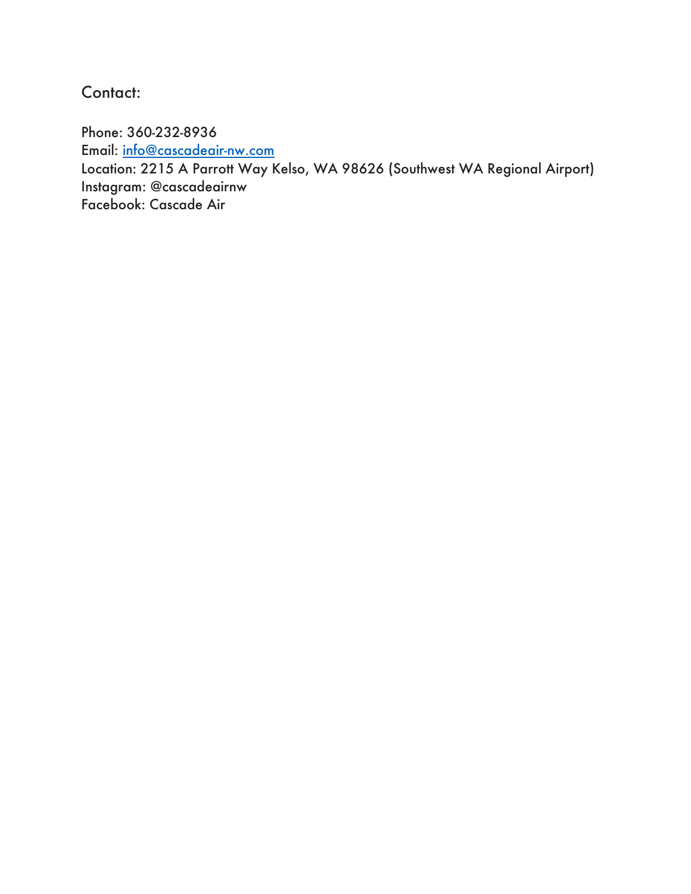## Contact:

Phone: 360-232-8936
Email: info@cascadeair-nw.com
Location: 2215 A Parrott Way Kelso, WA 98626 (Southwest WA Regional Airport)
Instagram: @cascadeairnw
Facebook: Cascade Air